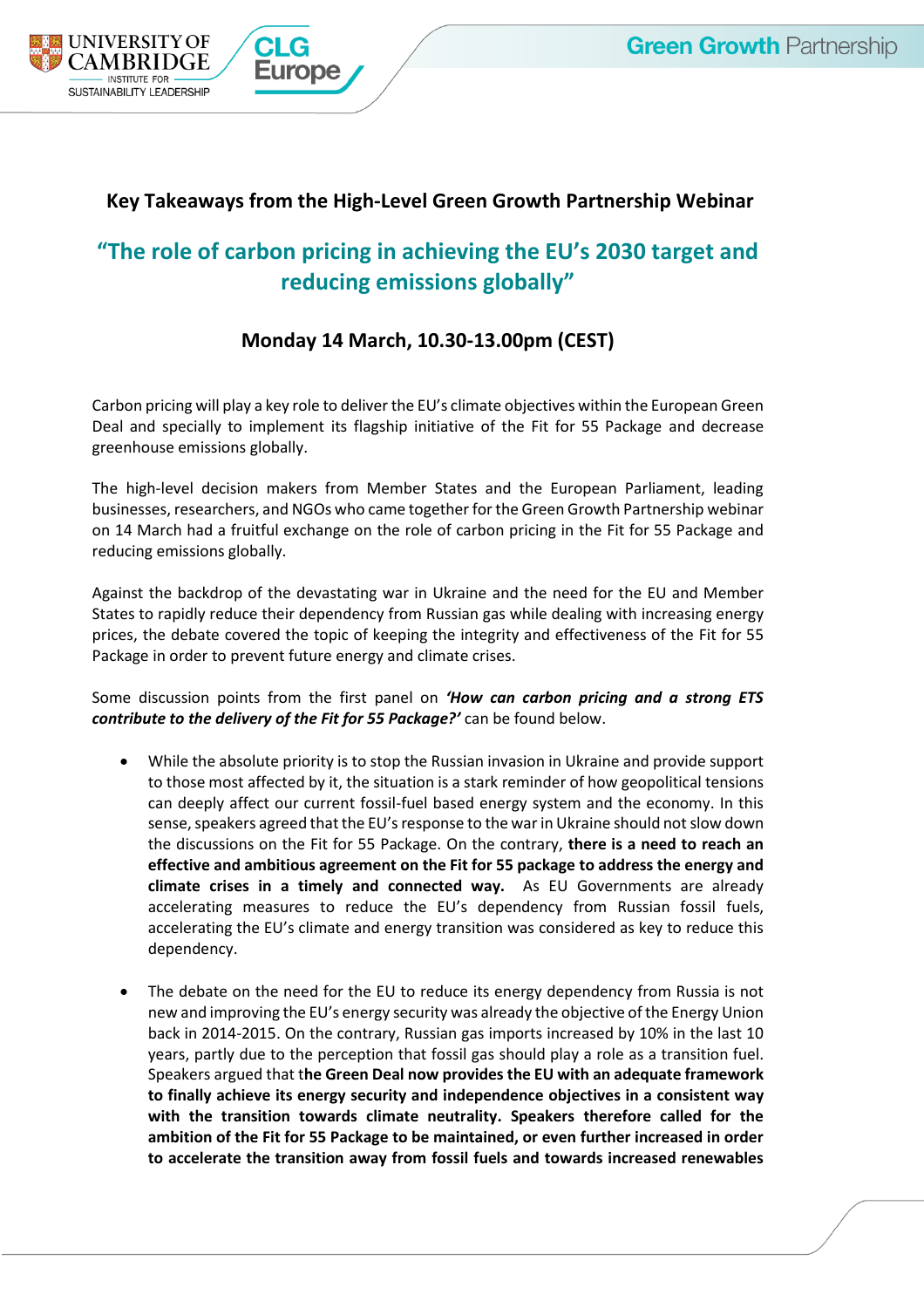# Key Takeaways from the High-Level Green Growth Partnership Webinar

## "The role of carbon pricing in achieving the EU's 2030 target and reducing emissions globally"

### Monday 14 March, 10.30-13.00pm (CEST)

Carbon pricing will play a key role to deliver the EU's climate objectives within the European Green Deal and specially to implement its flagship initiative of the Fit for 55 Package and decrease greenhouse emissions globally.

The high-level decision makers from Member States and the European Parliament, leading businesses, researchers, and NGOs who came together for the Green Growth Partnership webinar on 14 March had a fruitful exchange on the role of carbon pricing in the Fit for 55 Package and reducing emissions globally.

Against the backdrop of the devastating war in Ukraine and the need for the EU and Member States to rapidly reduce their dependency from Russian gas while dealing with increasing energy prices, the debate covered the topic of keeping the integrity and effectiveness of the Fit for 55 Package in order to prevent future energy and climate crises.

Some discussion points from the first panel on ***'How can carbon pricing and a strong ETS contribute to the delivery of the Fit for 55 Package?'*** can be found below.

- While the absolute priority is to stop the Russian invasion in Ukraine and provide support to those most affected by it, the situation is a stark reminder of how geopolitical tensions can deeply affect our current fossil-fuel based energy system and the economy. In this sense, speakers agreed that the EU's response to the war in Ukraine should not slow down the discussions on the Fit for 55 Package. On the contrary, **there is a need to reach an effective and ambitious agreement on the Fit for 55 package to address the energy and climate crises in a timely and connected way.** As EU Governments are already accelerating measures to reduce the EU's dependency from Russian fossil fuels, accelerating the EU's climate and energy transition was considered as key to reduce this dependency.

- The debate on the need for the EU to reduce its energy dependency from Russia is not new and improving the EU's energy security was already the objective of the Energy Union back in 2014-2015. On the contrary, Russian gas imports increased by 10% in the last 10 years, partly due to the perception that fossil gas should play a role as a transition fuel. Speakers argued that t**he Green Deal now provides the EU with an adequate framework to finally achieve its energy security and independence objectives in a consistent way with the transition towards climate neutrality. Speakers therefore called for the ambition of the Fit for 55 Package to be maintained, or even further increased in order to accelerate the transition away from fossil fuels and towards increased renewables**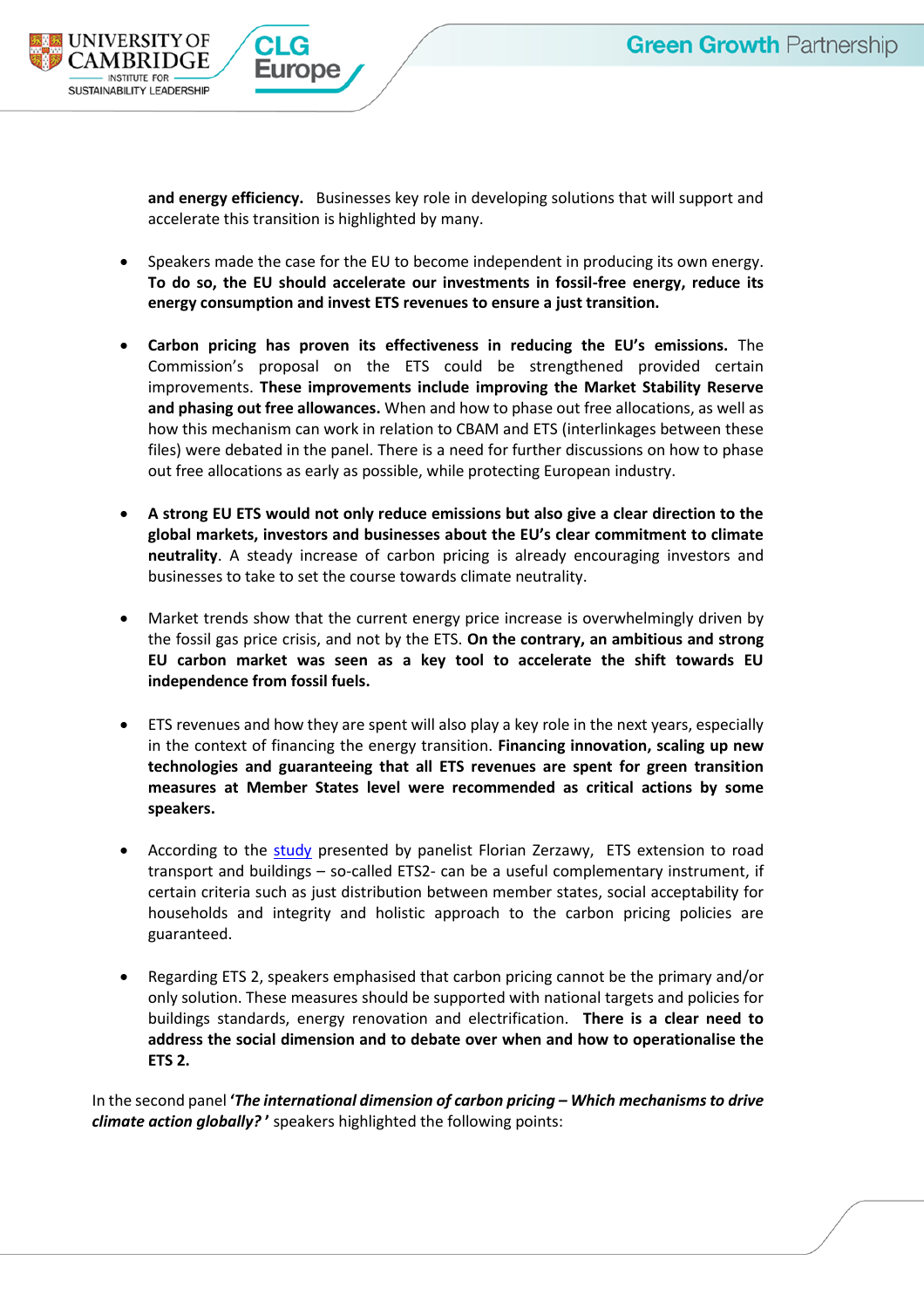**and energy efficiency.** Businesses key role in developing solutions that will support and accelerate this transition is highlighted by many.

- Speakers made the case for the EU to become independent in producing its own energy. **To do so, the EU should accelerate our investments in fossil-free energy, reduce its energy consumption and invest ETS revenues to ensure a just transition.**

- **Carbon pricing has proven its effectiveness in reducing the EU's emissions.** The Commission's proposal on the ETS could be strengthened provided certain improvements. **These improvements include improving the Market Stability Reserve and phasing out free allowances.** When and how to phase out free allocations, as well as how this mechanism can work in relation to CBAM and ETS (interlinkages between these files) were debated in the panel. There is a need for further discussions on how to phase out free allocations as early as possible, while protecting European industry.

- **A strong EU ETS would not only reduce emissions but also give a clear direction to the global markets, investors and businesses about the EU's clear commitment to climate neutrality**. A steady increase of carbon pricing is already encouraging investors and businesses to take to set the course towards climate neutrality.

- Market trends show that the current energy price increase is overwhelmingly driven by the fossil gas price crisis, and not by the ETS. **On the contrary, an ambitious and strong EU carbon market was seen as a key tool to accelerate the shift towards EU independence from fossil fuels.**

- ETS revenues and how they are spent will also play a key role in the next years, especially in the context of financing the energy transition. **Financing innovation, scaling up new technologies and guaranteeing that all ETS revenues are spent for green transition measures at Member States level were recommended as critical actions by some speakers.**

- According to the study presented by panelist Florian Zerzawy, ETS extension to road transport and buildings – so-called ETS2- can be a useful complementary instrument, if certain criteria such as just distribution between member states, social acceptability for households and integrity and holistic approach to the carbon pricing policies are guaranteed.

- Regarding ETS 2, speakers emphasised that carbon pricing cannot be the primary and/or only solution. These measures should be supported with national targets and policies for buildings standards, energy renovation and electrification. **There is a clear need to address the social dimension and to debate over when and how to operationalise the ETS 2.**

In the second panel ***'The international dimension of carbon pricing – Which mechanisms to drive climate action globally?'*** speakers highlighted the following points: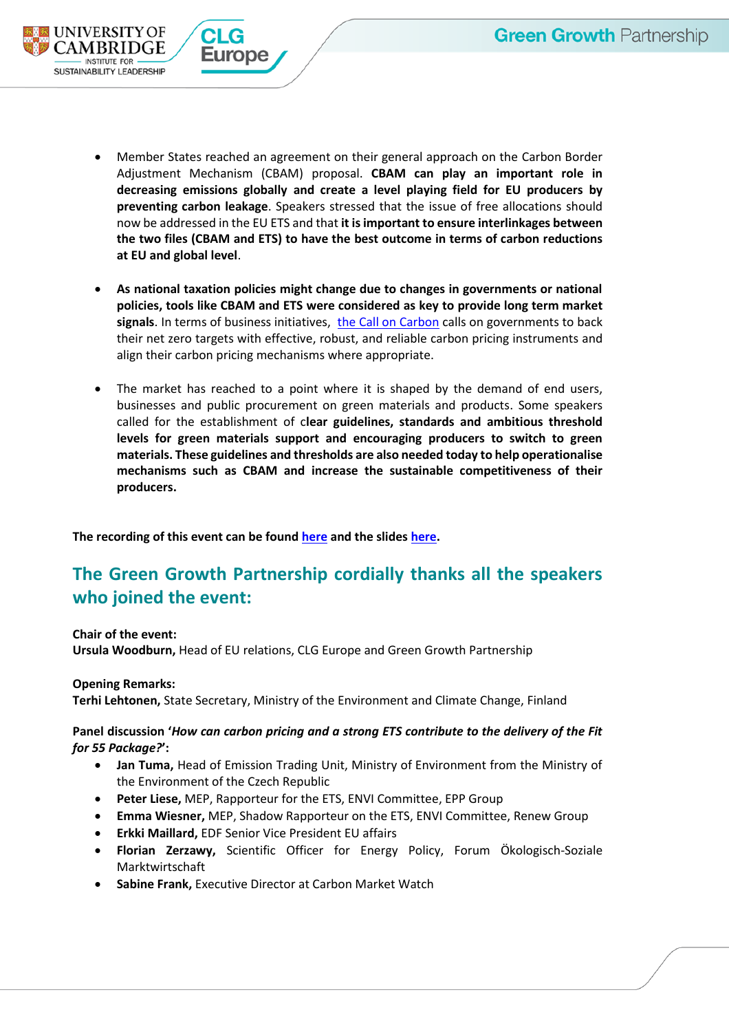- Member States reached an agreement on their general approach on the Carbon Border Adjustment Mechanism (CBAM) proposal. **CBAM can play an important role in decreasing emissions globally and create a level playing field for EU producers by preventing carbon leakage**. Speakers stressed that the issue of free allocations should now be addressed in the EU ETS and that **it is important to ensure interlinkages between the two files (CBAM and ETS) to have the best outcome in terms of carbon reductions at EU and global level**.

- **As national taxation policies might change due to changes in governments or national policies, tools like CBAM and ETS were considered as key to provide long term market signals**. In terms of business initiatives, the Call on Carbon calls on governments to back their net zero targets with effective, robust, and reliable carbon pricing instruments and align their carbon pricing mechanisms where appropriate.

- The market has reached to a point where it is shaped by the demand of end users, businesses and public procurement on green materials and products. Some speakers called for the establishment of c**lear guidelines, standards and ambitious threshold levels for green materials support and encouraging producers to switch to green materials. These guidelines and thresholds are also needed today to help operationalise mechanisms such as CBAM and increase the sustainable competitiveness of their producers.**

**The recording of this event can be found here and the slides here.**

## The Green Growth Partnership cordially thanks all the speakers who joined the event:

**Chair of the event:**
**Ursula Woodburn,** Head of EU relations, CLG Europe and Green Growth Partnership

**Opening Remarks:**
**Terhi Lehtonen,** State Secretary, Ministry of the Environment and Climate Change, Finland

**Panel discussion '*How can carbon pricing and a strong ETS contribute to the delivery of the Fit for 55 Package?*':**

- **Jan Tuma,** Head of Emission Trading Unit, Ministry of Environment from the Ministry of the Environment of the Czech Republic
- **Peter Liese,** MEP, Rapporteur for the ETS, ENVI Committee, EPP Group
- **Emma Wiesner,** MEP, Shadow Rapporteur on the ETS, ENVI Committee, Renew Group
- **Erkki Maillard,** EDF Senior Vice President EU affairs
- **Florian Zerzawy,** Scientific Officer for Energy Policy, Forum Ökologisch-Soziale Marktwirtschaft
- **Sabine Frank,** Executive Director at Carbon Market Watch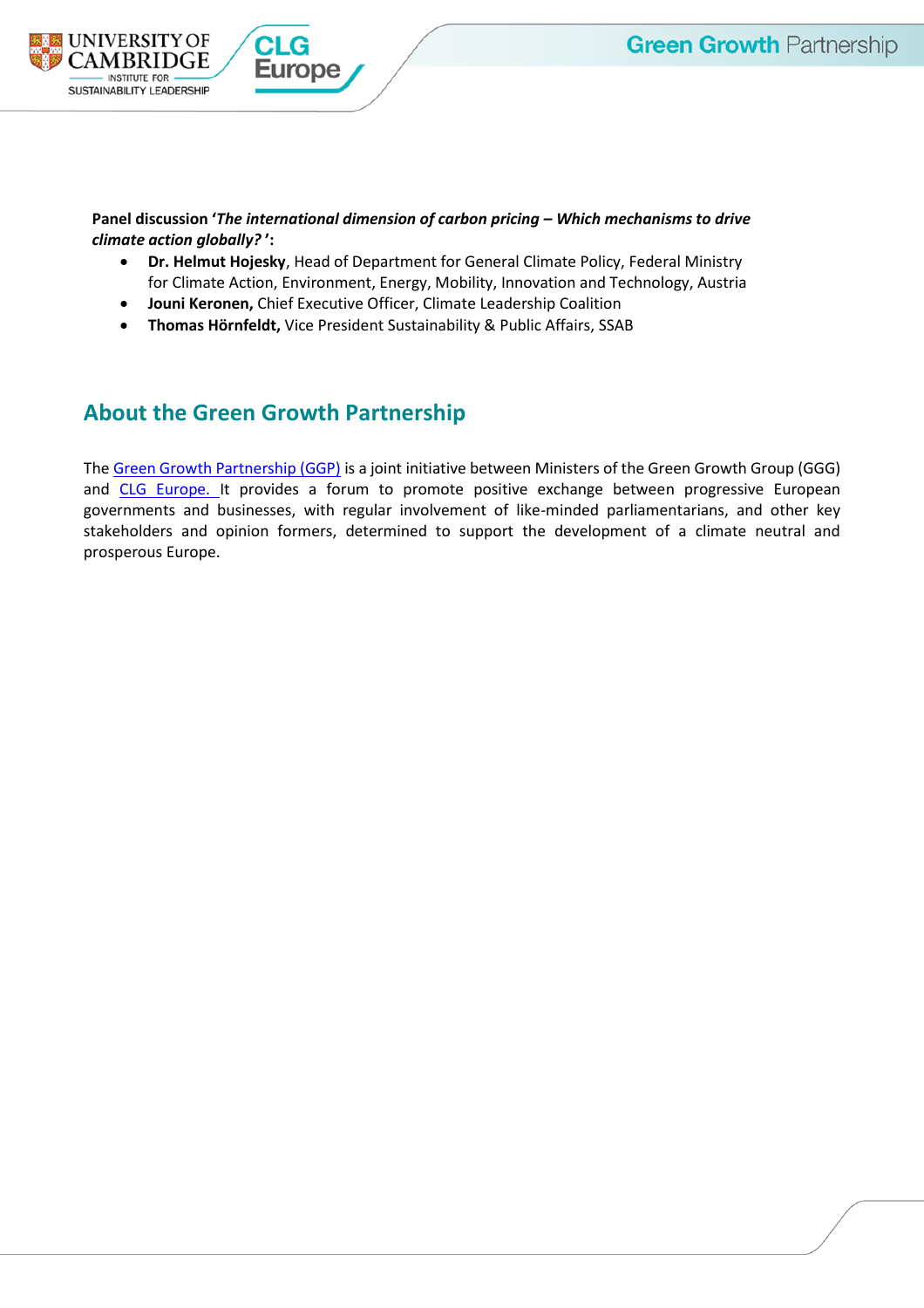**Panel discussion '*The international dimension of carbon pricing – Which mechanisms to drive climate action globally?*':**

- **Dr. Helmut Hojesky**, Head of Department for General Climate Policy, Federal Ministry for Climate Action, Environment, Energy, Mobility, Innovation and Technology, Austria
- **Jouni Keronen,** Chief Executive Officer, Climate Leadership Coalition
- **Thomas Hörnfeldt,** Vice President Sustainability & Public Affairs, SSAB

## About the Green Growth Partnership

The Green Growth Partnership (GGP) is a joint initiative between Ministers of the Green Growth Group (GGG) and CLG Europe. It provides a forum to promote positive exchange between progressive European governments and businesses, with regular involvement of like-minded parliamentarians, and other key stakeholders and opinion formers, determined to support the development of a climate neutral and prosperous Europe.